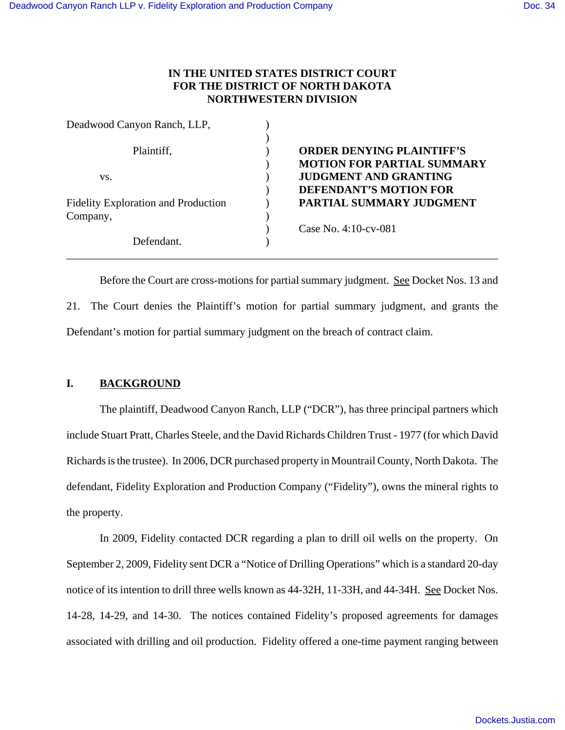# IN THE UNITED STATES DISTRICT COURT FOR THE DISTRICT OF NORTH DAKOTA NORTHWESTERN DIVISION

| | | |
|---|---|---|
| Deadwood Canyon Ranch, LLP, | ) | |
| | ) | |
| Plaintiff, | ) | **ORDER DENYING PLAINTIFF'S** |
| | ) | **MOTION FOR PARTIAL SUMMARY** |
| vs. | ) | **JUDGMENT AND GRANTING** |
| | ) | **DEFENDANT'S MOTION FOR** |
| Fidelity Exploration and Production | ) | **PARTIAL SUMMARY JUDGMENT** |
| Company, | ) | |
| | ) | Case No. 4:10-cv-081 |
| Defendant. | ) | |

---

Before the Court are cross-motions for partial summary judgment. See Docket Nos. 13 and 21. The Court denies the Plaintiff's motion for partial summary judgment, and grants the Defendant's motion for partial summary judgment on the breach of contract claim.

## I. BACKGROUND

The plaintiff, Deadwood Canyon Ranch, LLP ("DCR"), has three principal partners which include Stuart Pratt, Charles Steele, and the David Richards Children Trust - 1977 (for which David Richards is the trustee). In 2006, DCR purchased property in Mountrail County, North Dakota. The defendant, Fidelity Exploration and Production Company ("Fidelity"), owns the mineral rights to the property.

In 2009, Fidelity contacted DCR regarding a plan to drill oil wells on the property. On September 2, 2009, Fidelity sent DCR a "Notice of Drilling Operations" which is a standard 20-day notice of its intention to drill three wells known as 44-32H, 11-33H, and 44-34H. See Docket Nos. 14-28, 14-29, and 14-30. The notices contained Fidelity's proposed agreements for damages associated with drilling and oil production. Fidelity offered a one-time payment ranging between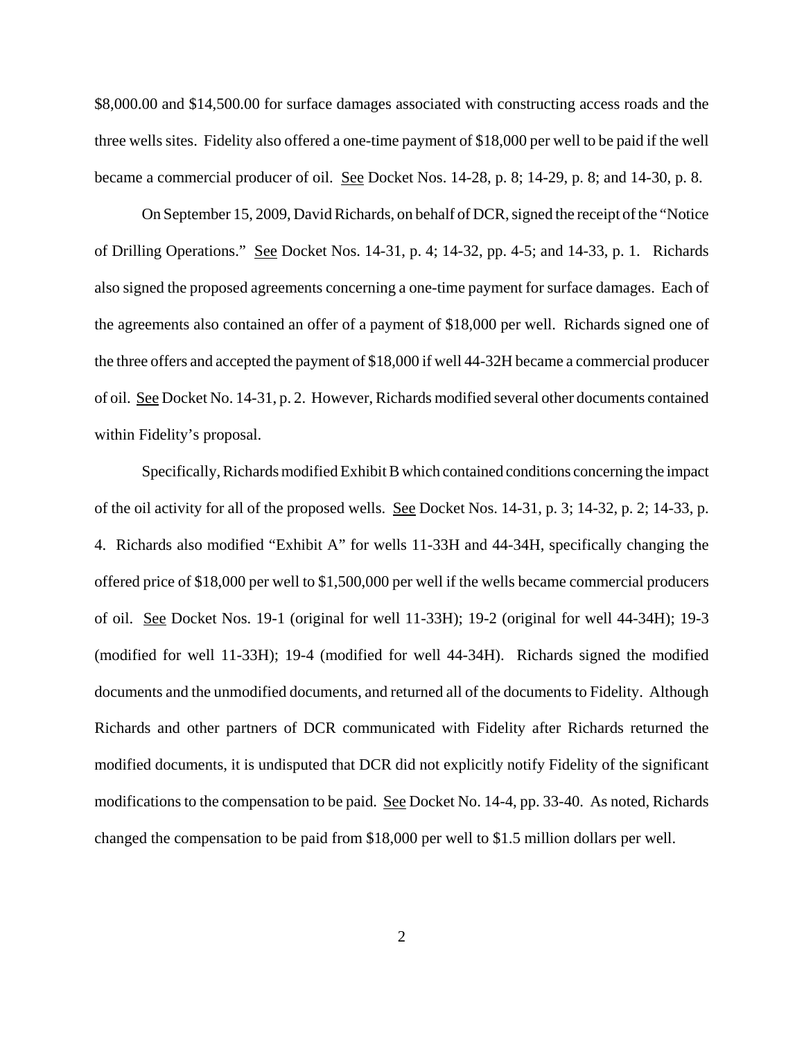$8,000.00 and $14,500.00 for surface damages associated with constructing access roads and the three wells sites. Fidelity also offered a one-time payment of $18,000 per well to be paid if the well became a commercial producer of oil. See Docket Nos. 14-28, p. 8; 14-29, p. 8; and 14-30, p. 8.

On September 15, 2009, David Richards, on behalf of DCR, signed the receipt of the "Notice of Drilling Operations." See Docket Nos. 14-31, p. 4; 14-32, pp. 4-5; and 14-33, p. 1. Richards also signed the proposed agreements concerning a one-time payment for surface damages. Each of the agreements also contained an offer of a payment of $18,000 per well. Richards signed one of the three offers and accepted the payment of $18,000 if well 44-32H became a commercial producer of oil. See Docket No. 14-31, p. 2. However, Richards modified several other documents contained within Fidelity's proposal.

Specifically, Richards modified Exhibit B which contained conditions concerning the impact of the oil activity for all of the proposed wells. See Docket Nos. 14-31, p. 3; 14-32, p. 2; 14-33, p. 4. Richards also modified "Exhibit A" for wells 11-33H and 44-34H, specifically changing the offered price of $18,000 per well to $1,500,000 per well if the wells became commercial producers of oil. See Docket Nos. 19-1 (original for well 11-33H); 19-2 (original for well 44-34H); 19-3 (modified for well 11-33H); 19-4 (modified for well 44-34H). Richards signed the modified documents and the unmodified documents, and returned all of the documents to Fidelity. Although Richards and other partners of DCR communicated with Fidelity after Richards returned the modified documents, it is undisputed that DCR did not explicitly notify Fidelity of the significant modifications to the compensation to be paid. See Docket No. 14-4, pp. 33-40. As noted, Richards changed the compensation to be paid from $18,000 per well to $1.5 million dollars per well.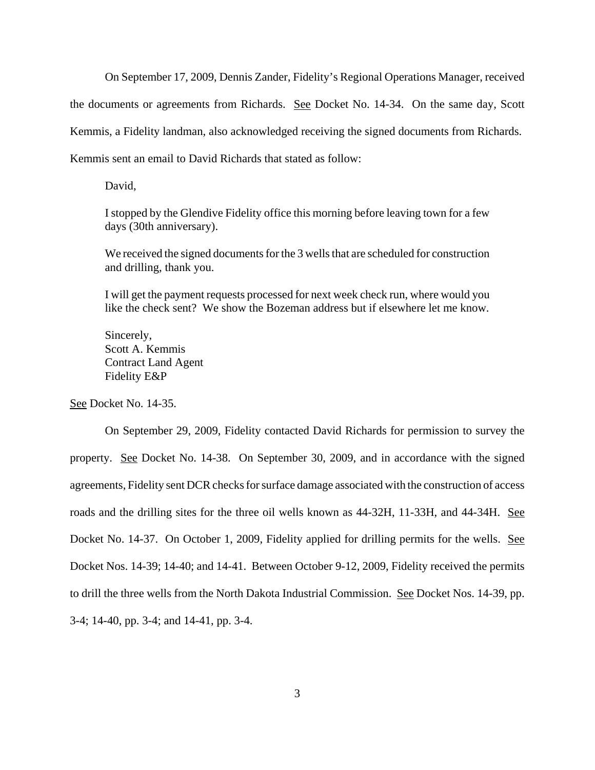On September 17, 2009, Dennis Zander, Fidelity's Regional Operations Manager, received the documents or agreements from Richards. See Docket No. 14-34. On the same day, Scott Kemmis, a Fidelity landman, also acknowledged receiving the signed documents from Richards. Kemmis sent an email to David Richards that stated as follow:

> David,
>
> I stopped by the Glendive Fidelity office this morning before leaving town for a few days (30th anniversary).
>
> We received the signed documents for the 3 wells that are scheduled for construction and drilling, thank you.
>
> I will get the payment requests processed for next week check run, where would you like the check sent? We show the Bozeman address but if elsewhere let me know.
>
> Sincerely,
> Scott A. Kemmis
> Contract Land Agent
> Fidelity E&P

See Docket No. 14-35.

On September 29, 2009, Fidelity contacted David Richards for permission to survey the property. See Docket No. 14-38. On September 30, 2009, and in accordance with the signed agreements, Fidelity sent DCR checks for surface damage associated with the construction of access roads and the drilling sites for the three oil wells known as 44-32H, 11-33H, and 44-34H. See Docket No. 14-37. On October 1, 2009, Fidelity applied for drilling permits for the wells. See Docket Nos. 14-39; 14-40; and 14-41. Between October 9-12, 2009, Fidelity received the permits to drill the three wells from the North Dakota Industrial Commission. See Docket Nos. 14-39, pp. 3-4; 14-40, pp. 3-4; and 14-41, pp. 3-4.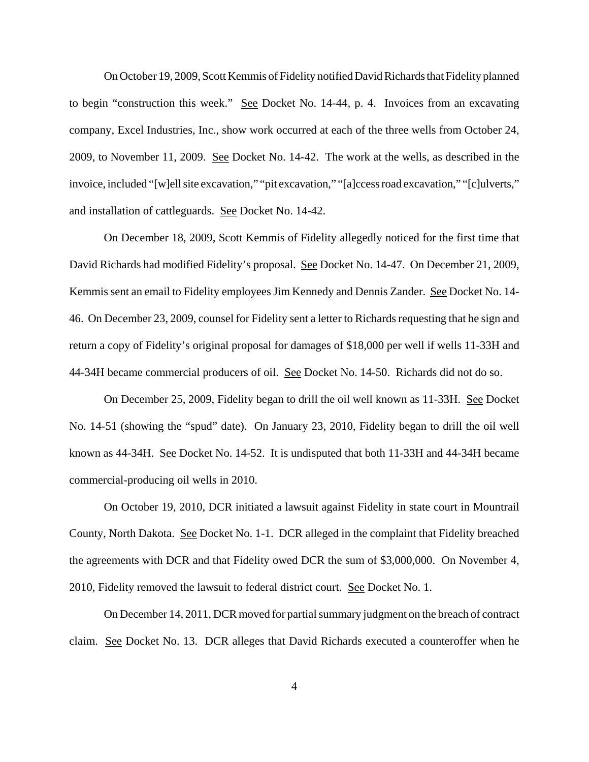On October 19, 2009, Scott Kemmis of Fidelity notified David Richards that Fidelity planned to begin "construction this week." See Docket No. 14-44, p. 4. Invoices from an excavating company, Excel Industries, Inc., show work occurred at each of the three wells from October 24, 2009, to November 11, 2009. See Docket No. 14-42. The work at the wells, as described in the invoice, included "[w]ell site excavation," "pit excavation," "[a]ccess road excavation," "[c]ulverts," and installation of cattleguards. See Docket No. 14-42.

On December 18, 2009, Scott Kemmis of Fidelity allegedly noticed for the first time that David Richards had modified Fidelity's proposal. See Docket No. 14-47. On December 21, 2009, Kemmis sent an email to Fidelity employees Jim Kennedy and Dennis Zander. See Docket No. 14-46. On December 23, 2009, counsel for Fidelity sent a letter to Richards requesting that he sign and return a copy of Fidelity's original proposal for damages of $18,000 per well if wells 11-33H and 44-34H became commercial producers of oil. See Docket No. 14-50. Richards did not do so.

On December 25, 2009, Fidelity began to drill the oil well known as 11-33H. See Docket No. 14-51 (showing the "spud" date). On January 23, 2010, Fidelity began to drill the oil well known as 44-34H. See Docket No. 14-52. It is undisputed that both 11-33H and 44-34H became commercial-producing oil wells in 2010.

On October 19, 2010, DCR initiated a lawsuit against Fidelity in state court in Mountrail County, North Dakota. See Docket No. 1-1. DCR alleged in the complaint that Fidelity breached the agreements with DCR and that Fidelity owed DCR the sum of $3,000,000. On November 4, 2010, Fidelity removed the lawsuit to federal district court. See Docket No. 1.

On December 14, 2011, DCR moved for partial summary judgment on the breach of contract claim. See Docket No. 13. DCR alleges that David Richards executed a counteroffer when he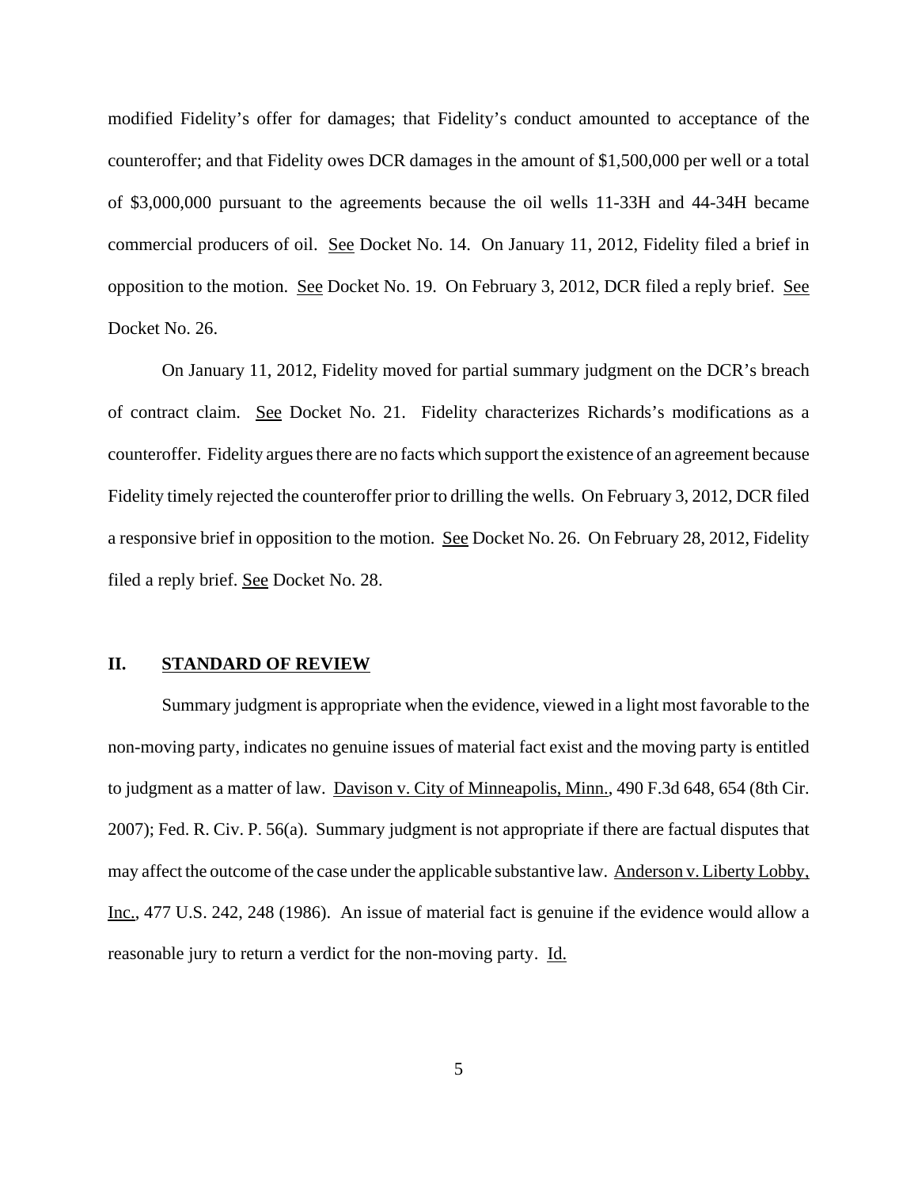modified Fidelity's offer for damages; that Fidelity's conduct amounted to acceptance of the counteroffer; and that Fidelity owes DCR damages in the amount of $1,500,000 per well or a total of $3,000,000 pursuant to the agreements because the oil wells 11-33H and 44-34H became commercial producers of oil. See Docket No. 14. On January 11, 2012, Fidelity filed a brief in opposition to the motion. See Docket No. 19. On February 3, 2012, DCR filed a reply brief. See Docket No. 26.

On January 11, 2012, Fidelity moved for partial summary judgment on the DCR's breach of contract claim. See Docket No. 21. Fidelity characterizes Richards's modifications as a counteroffer. Fidelity argues there are no facts which support the existence of an agreement because Fidelity timely rejected the counteroffer prior to drilling the wells. On February 3, 2012, DCR filed a responsive brief in opposition to the motion. See Docket No. 26. On February 28, 2012, Fidelity filed a reply brief. See Docket No. 28.

## II. STANDARD OF REVIEW

Summary judgment is appropriate when the evidence, viewed in a light most favorable to the non-moving party, indicates no genuine issues of material fact exist and the moving party is entitled to judgment as a matter of law. Davison v. City of Minneapolis, Minn., 490 F.3d 648, 654 (8th Cir. 2007); Fed. R. Civ. P. 56(a). Summary judgment is not appropriate if there are factual disputes that may affect the outcome of the case under the applicable substantive law. Anderson v. Liberty Lobby, Inc., 477 U.S. 242, 248 (1986). An issue of material fact is genuine if the evidence would allow a reasonable jury to return a verdict for the non-moving party. Id.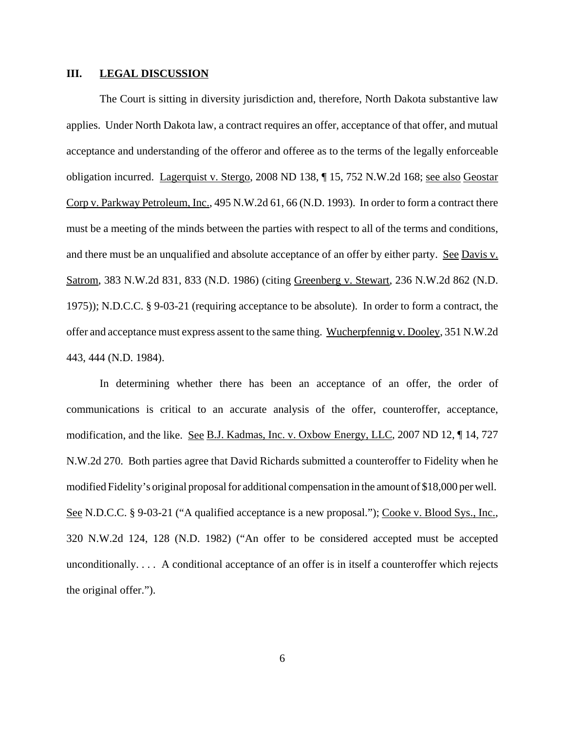## III. LEGAL DISCUSSION

The Court is sitting in diversity jurisdiction and, therefore, North Dakota substantive law applies. Under North Dakota law, a contract requires an offer, acceptance of that offer, and mutual acceptance and understanding of the offeror and offeree as to the terms of the legally enforceable obligation incurred. Lagerquist v. Stergo, 2008 ND 138, ¶ 15, 752 N.W.2d 168; see also Geostar Corp v. Parkway Petroleum, Inc., 495 N.W.2d 61, 66 (N.D. 1993). In order to form a contract there must be a meeting of the minds between the parties with respect to all of the terms and conditions, and there must be an unqualified and absolute acceptance of an offer by either party. See Davis v. Satrom, 383 N.W.2d 831, 833 (N.D. 1986) (citing Greenberg v. Stewart, 236 N.W.2d 862 (N.D. 1975)); N.D.C.C. § 9-03-21 (requiring acceptance to be absolute). In order to form a contract, the offer and acceptance must express assent to the same thing. Wucherpfennig v. Dooley, 351 N.W.2d 443, 444 (N.D. 1984).

In determining whether there has been an acceptance of an offer, the order of communications is critical to an accurate analysis of the offer, counteroffer, acceptance, modification, and the like. See B.J. Kadmas, Inc. v. Oxbow Energy, LLC, 2007 ND 12, ¶ 14, 727 N.W.2d 270. Both parties agree that David Richards submitted a counteroffer to Fidelity when he modified Fidelity's original proposal for additional compensation in the amount of $18,000 per well. See N.D.C.C. § 9-03-21 ("A qualified acceptance is a new proposal."); Cooke v. Blood Sys., Inc., 320 N.W.2d 124, 128 (N.D. 1982) ("An offer to be considered accepted must be accepted unconditionally. . . . A conditional acceptance of an offer is in itself a counteroffer which rejects the original offer.").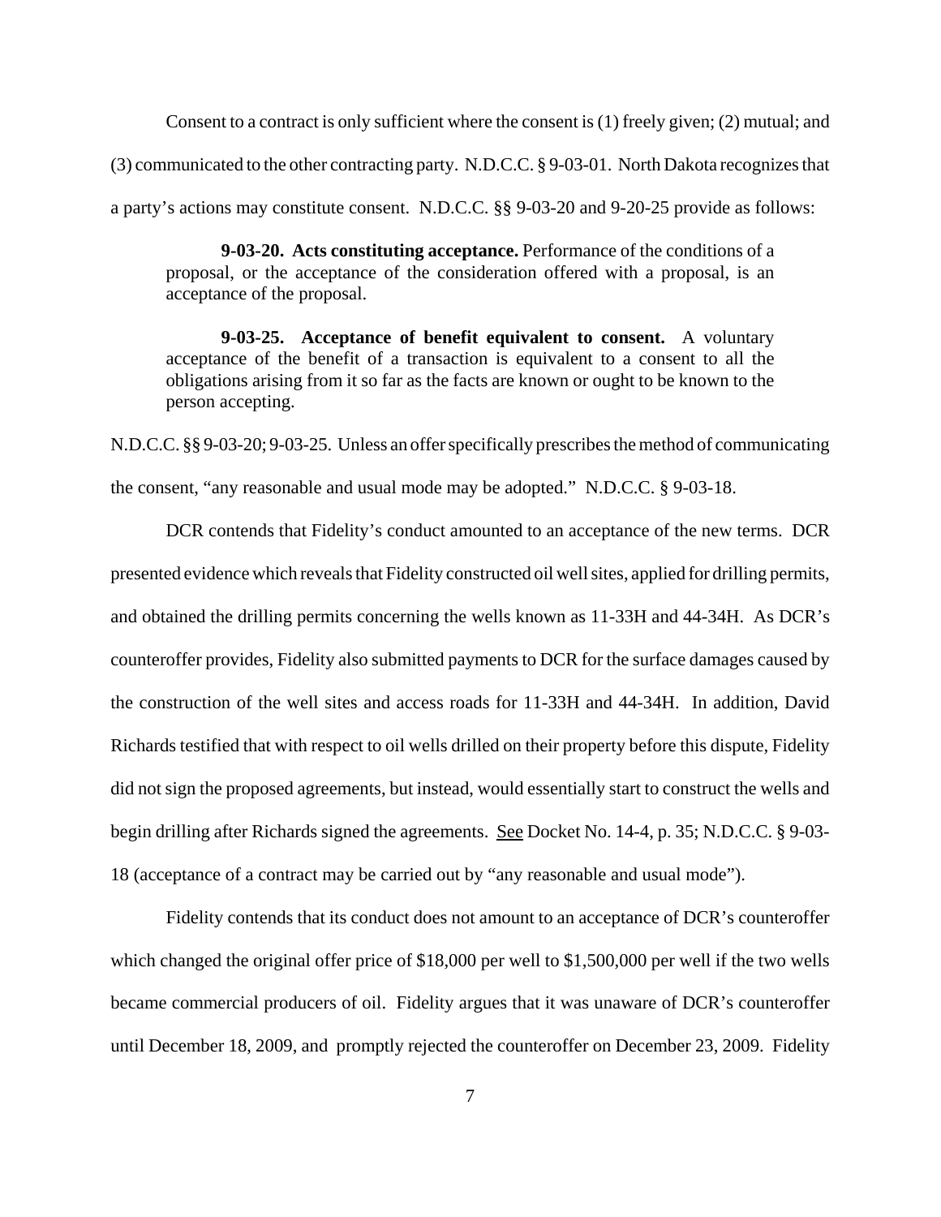Consent to a contract is only sufficient where the consent is (1) freely given; (2) mutual; and (3) communicated to the other contracting party. N.D.C.C. § 9-03-01. North Dakota recognizes that a party's actions may constitute consent. N.D.C.C. §§ 9-03-20 and 9-20-25 provide as follows:

> **9-03-20. Acts constituting acceptance.** Performance of the conditions of a proposal, or the acceptance of the consideration offered with a proposal, is an acceptance of the proposal.
>
> **9-03-25. Acceptance of benefit equivalent to consent.** A voluntary acceptance of the benefit of a transaction is equivalent to a consent to all the obligations arising from it so far as the facts are known or ought to be known to the person accepting.

N.D.C.C. §§ 9-03-20; 9-03-25. Unless an offer specifically prescribes the method of communicating the consent, "any reasonable and usual mode may be adopted." N.D.C.C. § 9-03-18.

DCR contends that Fidelity's conduct amounted to an acceptance of the new terms. DCR presented evidence which reveals that Fidelity constructed oil well sites, applied for drilling permits, and obtained the drilling permits concerning the wells known as 11-33H and 44-34H. As DCR's counteroffer provides, Fidelity also submitted payments to DCR for the surface damages caused by the construction of the well sites and access roads for 11-33H and 44-34H. In addition, David Richards testified that with respect to oil wells drilled on their property before this dispute, Fidelity did not sign the proposed agreements, but instead, would essentially start to construct the wells and begin drilling after Richards signed the agreements. See Docket No. 14-4, p. 35; N.D.C.C. § 9-03-18 (acceptance of a contract may be carried out by "any reasonable and usual mode").

Fidelity contends that its conduct does not amount to an acceptance of DCR's counteroffer which changed the original offer price of $18,000 per well to $1,500,000 per well if the two wells became commercial producers of oil. Fidelity argues that it was unaware of DCR's counteroffer until December 18, 2009, and promptly rejected the counteroffer on December 23, 2009. Fidelity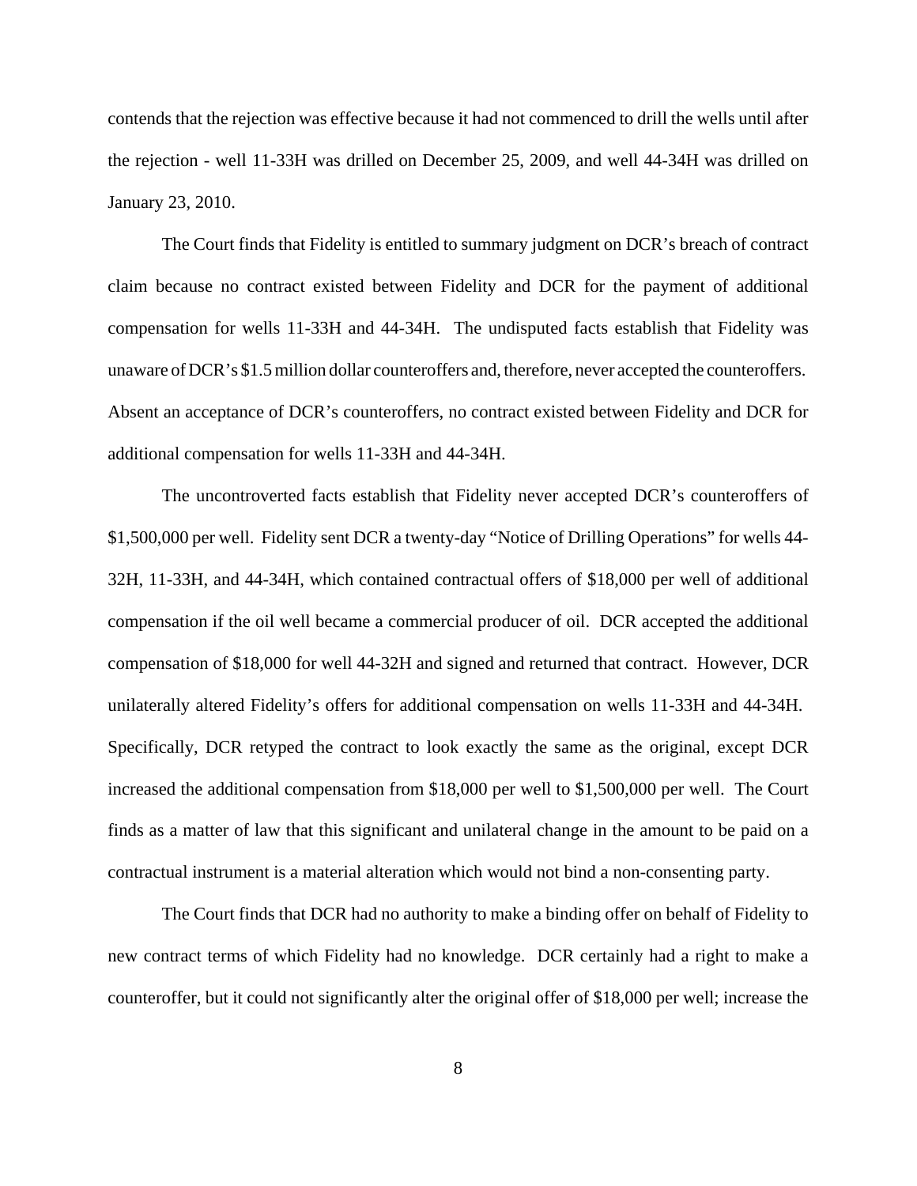contends that the rejection was effective because it had not commenced to drill the wells until after the rejection - well 11-33H was drilled on December 25, 2009, and well 44-34H was drilled on January 23, 2010.

The Court finds that Fidelity is entitled to summary judgment on DCR's breach of contract claim because no contract existed between Fidelity and DCR for the payment of additional compensation for wells 11-33H and 44-34H. The undisputed facts establish that Fidelity was unaware of DCR's $1.5 million dollar counteroffers and, therefore, never accepted the counteroffers. Absent an acceptance of DCR's counteroffers, no contract existed between Fidelity and DCR for additional compensation for wells 11-33H and 44-34H.

The uncontroverted facts establish that Fidelity never accepted DCR's counteroffers of $1,500,000 per well. Fidelity sent DCR a twenty-day "Notice of Drilling Operations" for wells 44-32H, 11-33H, and 44-34H, which contained contractual offers of $18,000 per well of additional compensation if the oil well became a commercial producer of oil. DCR accepted the additional compensation of $18,000 for well 44-32H and signed and returned that contract. However, DCR unilaterally altered Fidelity's offers for additional compensation on wells 11-33H and 44-34H. Specifically, DCR retyped the contract to look exactly the same as the original, except DCR increased the additional compensation from $18,000 per well to $1,500,000 per well. The Court finds as a matter of law that this significant and unilateral change in the amount to be paid on a contractual instrument is a material alteration which would not bind a non-consenting party.

The Court finds that DCR had no authority to make a binding offer on behalf of Fidelity to new contract terms of which Fidelity had no knowledge. DCR certainly had a right to make a counteroffer, but it could not significantly alter the original offer of $18,000 per well; increase the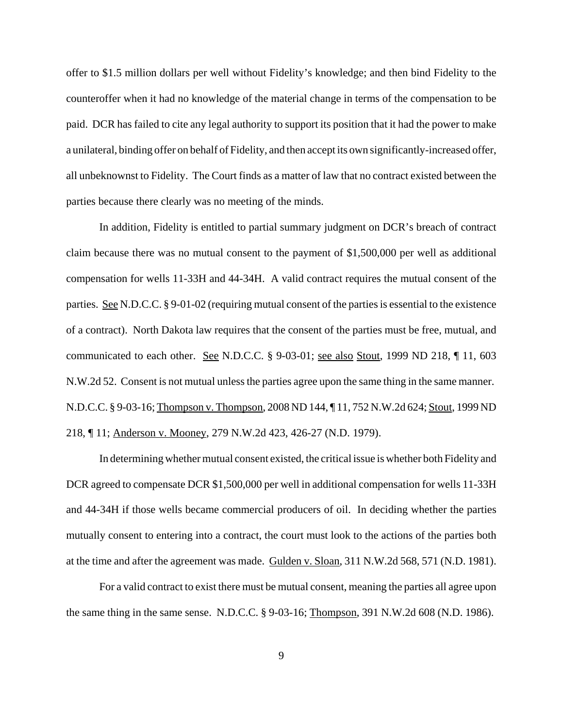offer to $1.5 million dollars per well without Fidelity's knowledge; and then bind Fidelity to the counteroffer when it had no knowledge of the material change in terms of the compensation to be paid. DCR has failed to cite any legal authority to support its position that it had the power to make a unilateral, binding offer on behalf of Fidelity, and then accept its own significantly-increased offer, all unbeknownst to Fidelity. The Court finds as a matter of law that no contract existed between the parties because there clearly was no meeting of the minds.

In addition, Fidelity is entitled to partial summary judgment on DCR's breach of contract claim because there was no mutual consent to the payment of $1,500,000 per well as additional compensation for wells 11-33H and 44-34H. A valid contract requires the mutual consent of the parties. See N.D.C.C. § 9-01-02 (requiring mutual consent of the parties is essential to the existence of a contract). North Dakota law requires that the consent of the parties must be free, mutual, and communicated to each other. See N.D.C.C. § 9-03-01; see also Stout, 1999 ND 218, ¶ 11, 603 N.W.2d 52. Consent is not mutual unless the parties agree upon the same thing in the same manner. N.D.C.C. § 9-03-16; Thompson v. Thompson, 2008 ND 144, ¶ 11, 752 N.W.2d 624; Stout, 1999 ND 218, ¶ 11; Anderson v. Mooney, 279 N.W.2d 423, 426-27 (N.D. 1979).

In determining whether mutual consent existed, the critical issue is whether both Fidelity and DCR agreed to compensate DCR $1,500,000 per well in additional compensation for wells 11-33H and 44-34H if those wells became commercial producers of oil. In deciding whether the parties mutually consent to entering into a contract, the court must look to the actions of the parties both at the time and after the agreement was made. Gulden v. Sloan, 311 N.W.2d 568, 571 (N.D. 1981).

For a valid contract to exist there must be mutual consent, meaning the parties all agree upon the same thing in the same sense. N.D.C.C. § 9-03-16; Thompson, 391 N.W.2d 608 (N.D. 1986).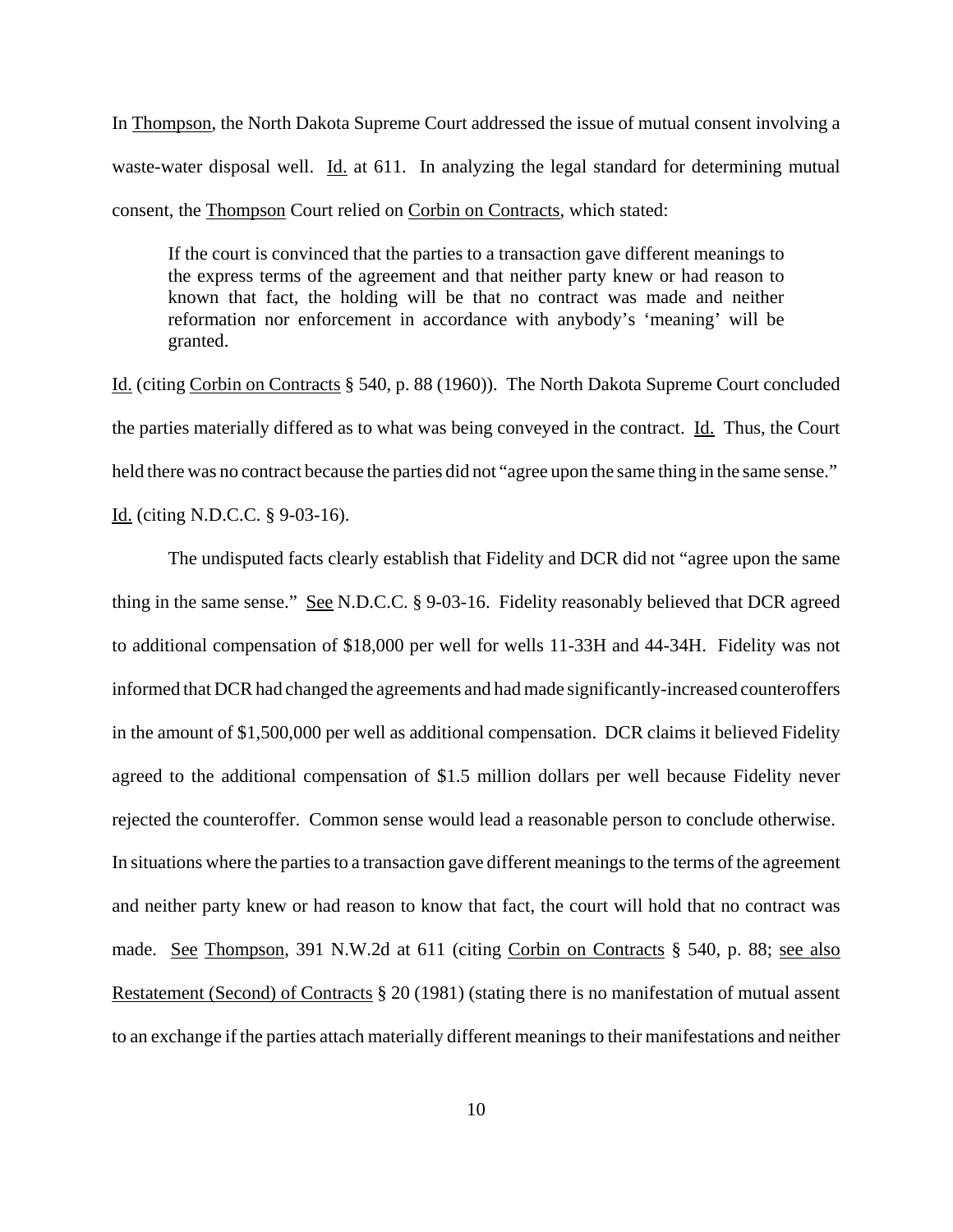In Thompson, the North Dakota Supreme Court addressed the issue of mutual consent involving a waste-water disposal well. Id. at 611. In analyzing the legal standard for determining mutual consent, the Thompson Court relied on Corbin on Contracts, which stated:

> If the court is convinced that the parties to a transaction gave different meanings to the express terms of the agreement and that neither party knew or had reason to known that fact, the holding will be that no contract was made and neither reformation nor enforcement in accordance with anybody's 'meaning' will be granted.

Id. (citing Corbin on Contracts § 540, p. 88 (1960)). The North Dakota Supreme Court concluded the parties materially differed as to what was being conveyed in the contract. Id. Thus, the Court held there was no contract because the parties did not "agree upon the same thing in the same sense." Id. (citing N.D.C.C. § 9-03-16).

The undisputed facts clearly establish that Fidelity and DCR did not "agree upon the same thing in the same sense." See N.D.C.C. § 9-03-16. Fidelity reasonably believed that DCR agreed to additional compensation of $18,000 per well for wells 11-33H and 44-34H. Fidelity was not informed that DCR had changed the agreements and had made significantly-increased counteroffers in the amount of $1,500,000 per well as additional compensation. DCR claims it believed Fidelity agreed to the additional compensation of $1.5 million dollars per well because Fidelity never rejected the counteroffer. Common sense would lead a reasonable person to conclude otherwise. In situations where the parties to a transaction gave different meanings to the terms of the agreement and neither party knew or had reason to know that fact, the court will hold that no contract was made. See Thompson, 391 N.W.2d at 611 (citing Corbin on Contracts § 540, p. 88; see also Restatement (Second) of Contracts § 20 (1981) (stating there is no manifestation of mutual assent to an exchange if the parties attach materially different meanings to their manifestations and neither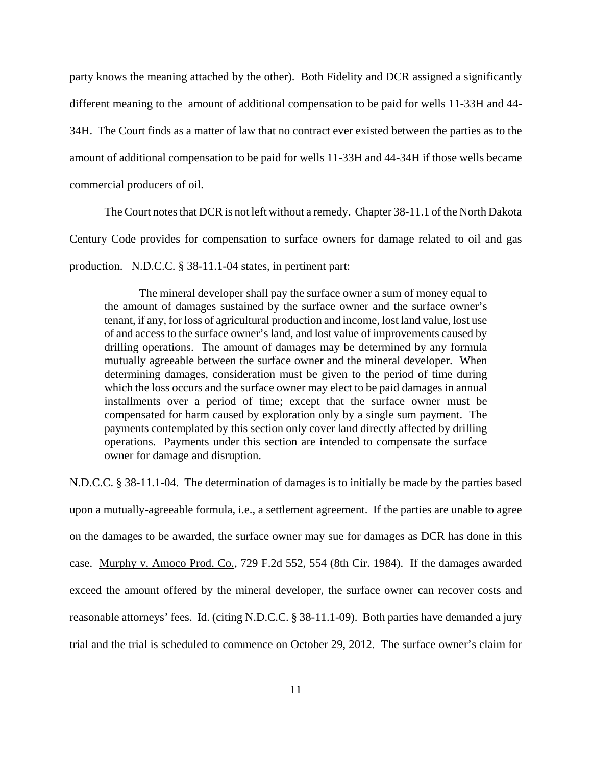party knows the meaning attached by the other). Both Fidelity and DCR assigned a significantly different meaning to the amount of additional compensation to be paid for wells 11-33H and 44-34H. The Court finds as a matter of law that no contract ever existed between the parties as to the amount of additional compensation to be paid for wells 11-33H and 44-34H if those wells became commercial producers of oil.

The Court notes that DCR is not left without a remedy. Chapter 38-11.1 of the North Dakota Century Code provides for compensation to surface owners for damage related to oil and gas production. N.D.C.C. § 38-11.1-04 states, in pertinent part:

> The mineral developer shall pay the surface owner a sum of money equal to the amount of damages sustained by the surface owner and the surface owner's tenant, if any, for loss of agricultural production and income, lost land value, lost use of and access to the surface owner's land, and lost value of improvements caused by drilling operations. The amount of damages may be determined by any formula mutually agreeable between the surface owner and the mineral developer. When determining damages, consideration must be given to the period of time during which the loss occurs and the surface owner may elect to be paid damages in annual installments over a period of time; except that the surface owner must be compensated for harm caused by exploration only by a single sum payment. The payments contemplated by this section only cover land directly affected by drilling operations. Payments under this section are intended to compensate the surface owner for damage and disruption.

N.D.C.C. § 38-11.1-04. The determination of damages is to initially be made by the parties based upon a mutually-agreeable formula, i.e., a settlement agreement. If the parties are unable to agree on the damages to be awarded, the surface owner may sue for damages as DCR has done in this case. Murphy v. Amoco Prod. Co., 729 F.2d 552, 554 (8th Cir. 1984). If the damages awarded exceed the amount offered by the mineral developer, the surface owner can recover costs and reasonable attorneys' fees. Id. (citing N.D.C.C. § 38-11.1-09). Both parties have demanded a jury trial and the trial is scheduled to commence on October 29, 2012. The surface owner's claim for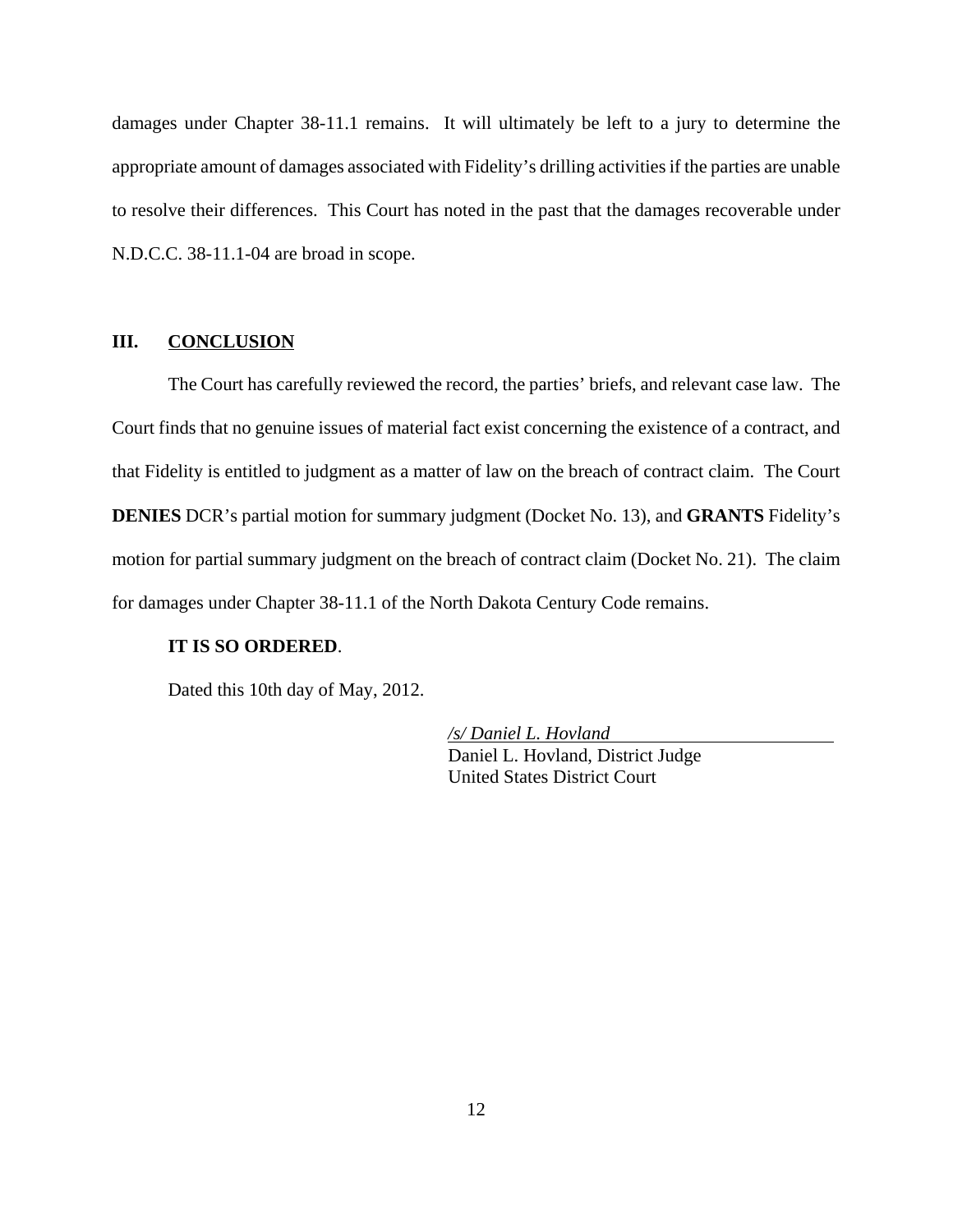damages under Chapter 38-11.1 remains. It will ultimately be left to a jury to determine the appropriate amount of damages associated with Fidelity's drilling activities if the parties are unable to resolve their differences. This Court has noted in the past that the damages recoverable under N.D.C.C. 38-11.1-04 are broad in scope.

## III. CONCLUSION

The Court has carefully reviewed the record, the parties' briefs, and relevant case law. The Court finds that no genuine issues of material fact exist concerning the existence of a contract, and that Fidelity is entitled to judgment as a matter of law on the breach of contract claim. The Court **DENIES** DCR's partial motion for summary judgment (Docket No. 13), and **GRANTS** Fidelity's motion for partial summary judgment on the breach of contract claim (Docket No. 21). The claim for damages under Chapter 38-11.1 of the North Dakota Century Code remains.

**IT IS SO ORDERED**.

Dated this 10th day of May, 2012.

*/s/ Daniel L. Hovland*
Daniel L. Hovland, District Judge
United States District Court